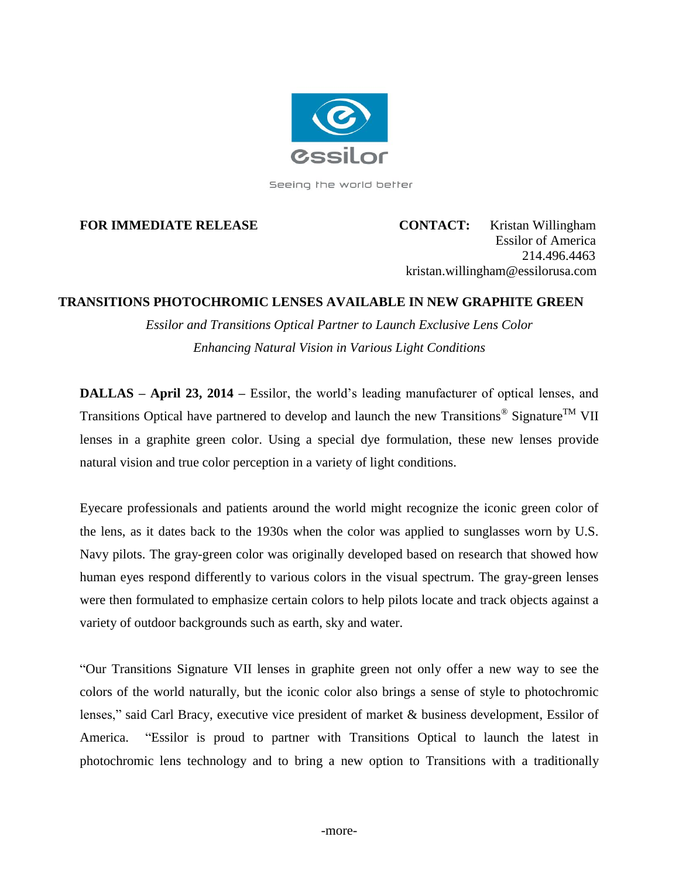essilor

Seeing the world better

**FOR IMMEDIATE RELEASE**

**CONTACT:** Kristan Willingham
Essilor of America
214.496.4463
kristan.willingham@essilorusa.com

## TRANSITIONS PHOTOCHROMIC LENSES AVAILABLE IN NEW GRAPHITE GREEN

*Essilor and Transitions Optical Partner to Launch Exclusive Lens Color*
*Enhancing Natural Vision in Various Light Conditions*

**DALLAS – April 23, 2014 –** Essilor, the world's leading manufacturer of optical lenses, and Transitions Optical have partnered to develop and launch the new Transitions® Signature™ VII lenses in a graphite green color. Using a special dye formulation, these new lenses provide natural vision and true color perception in a variety of light conditions.

Eyecare professionals and patients around the world might recognize the iconic green color of the lens, as it dates back to the 1930s when the color was applied to sunglasses worn by U.S. Navy pilots. The gray-green color was originally developed based on research that showed how human eyes respond differently to various colors in the visual spectrum. The gray-green lenses were then formulated to emphasize certain colors to help pilots locate and track objects against a variety of outdoor backgrounds such as earth, sky and water.

"Our Transitions Signature VII lenses in graphite green not only offer a new way to see the colors of the world naturally, but the iconic color also brings a sense of style to photochromic lenses," said Carl Bracy, executive vice president of market & business development, Essilor of America. "Essilor is proud to partner with Transitions Optical to launch the latest in photochromic lens technology and to bring a new option to Transitions with a traditionally

-more-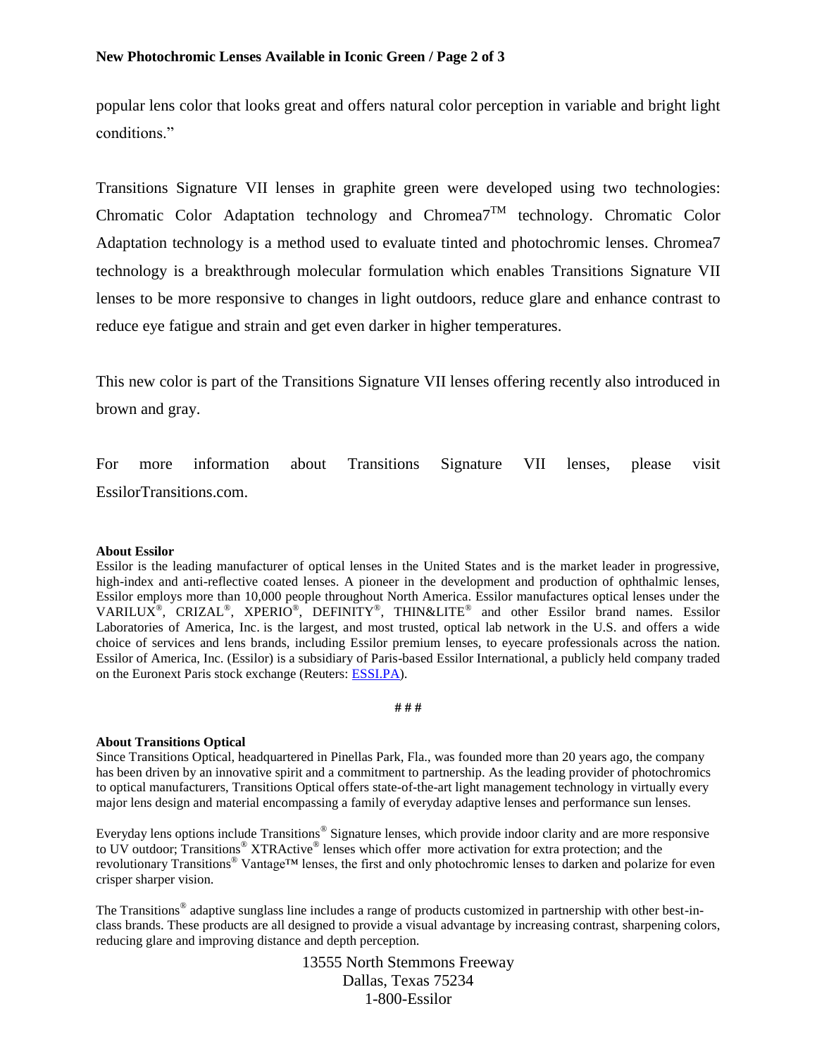popular lens color that looks great and offers natural color perception in variable and bright light conditions."

Transitions Signature VII lenses in graphite green were developed using two technologies: Chromatic Color Adaptation technology and Chromea7™ technology. Chromatic Color Adaptation technology is a method used to evaluate tinted and photochromic lenses. Chromea7 technology is a breakthrough molecular formulation which enables Transitions Signature VII lenses to be more responsive to changes in light outdoors, reduce glare and enhance contrast to reduce eye fatigue and strain and get even darker in higher temperatures.

This new color is part of the Transitions Signature VII lenses offering recently also introduced in brown and gray.

For more information about Transitions Signature VII lenses, please visit EssilorTransitions.com.

**About Essilor**

Essilor is the leading manufacturer of optical lenses in the United States and is the market leader in progressive, high-index and anti-reflective coated lenses. A pioneer in the development and production of ophthalmic lenses, Essilor employs more than 10,000 people throughout North America. Essilor manufactures optical lenses under the VARILUX®, CRIZAL®, XPERIO®, DEFINITY®, THIN&LITE® and other Essilor brand names. Essilor Laboratories of America, Inc. is the largest, and most trusted, optical lab network in the U.S. and offers a wide choice of services and lens brands, including Essilor premium lenses, to eyecare professionals across the nation. Essilor of America, Inc. (Essilor) is a subsidiary of Paris-based Essilor International, a publicly held company traded on the Euronext Paris stock exchange (Reuters: ESSI.PA).

# # #

**About Transitions Optical**

Since Transitions Optical, headquartered in Pinellas Park, Fla., was founded more than 20 years ago, the company has been driven by an innovative spirit and a commitment to partnership. As the leading provider of photochromics to optical manufacturers, Transitions Optical offers state-of-the-art light management technology in virtually every major lens design and material encompassing a family of everyday adaptive lenses and performance sun lenses.

Everyday lens options include Transitions® Signature lenses, which provide indoor clarity and are more responsive to UV outdoor; Transitions® XTRActive® lenses which offer more activation for extra protection; and the revolutionary Transitions® Vantage™ lenses, the first and only photochromic lenses to darken and polarize for even crisper sharper vision.

The Transitions® adaptive sunglass line includes a range of products customized in partnership with other best-in-class brands. These products are all designed to provide a visual advantage by increasing contrast, sharpening colors, reducing glare and improving distance and depth perception.

13555 North Stemmons Freeway
Dallas, Texas 75234
1-800-Essilor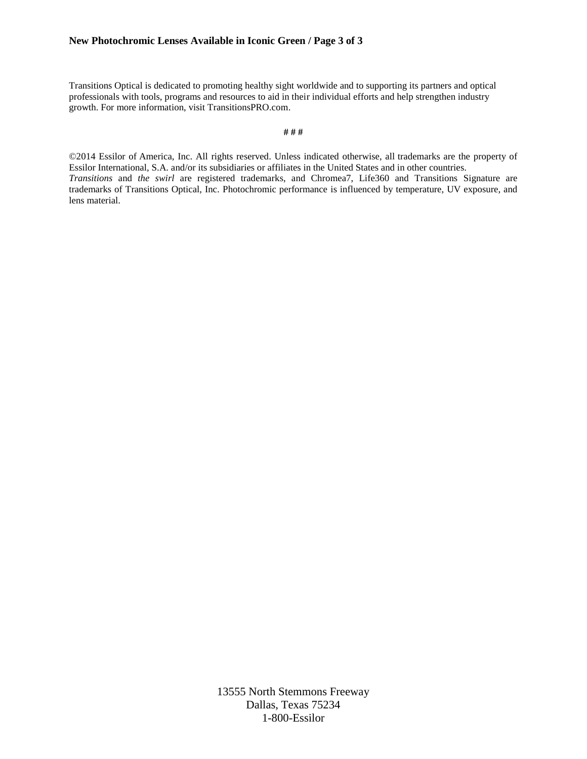Transitions Optical is dedicated to promoting healthy sight worldwide and to supporting its partners and optical professionals with tools, programs and resources to aid in their individual efforts and help strengthen industry growth. For more information, visit TransitionsPRO.com.

**# # #**

©2014 Essilor of America, Inc. All rights reserved. Unless indicated otherwise, all trademarks are the property of Essilor International, S.A. and/or its subsidiaries or affiliates in the United States and in other countries. *Transitions* and *the swirl* are registered trademarks, and Chromea7, Life360 and Transitions Signature are trademarks of Transitions Optical, Inc. Photochromic performance is influenced by temperature, UV exposure, and lens material.

13555 North Stemmons Freeway
Dallas, Texas 75234
1-800-Essilor